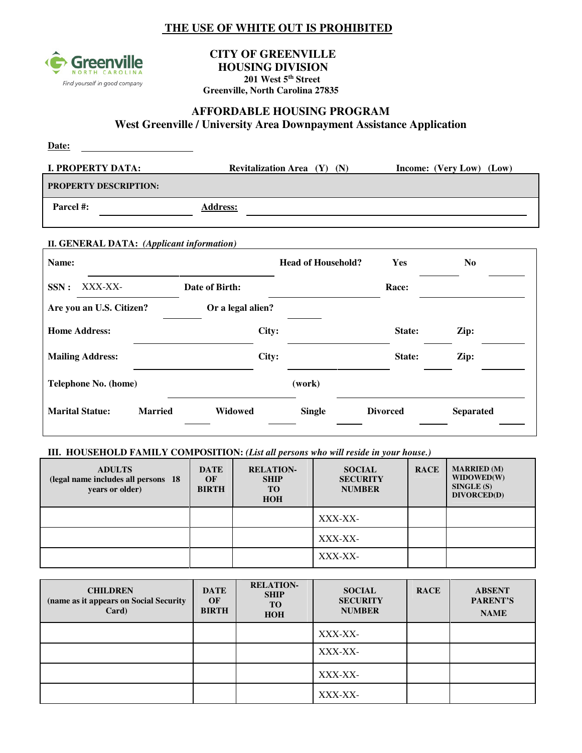**THE USE OF WHITE OUT IS PROHIBITED**

**CITY OF GREENVILLE**
**HOUSING DIVISION**
**201 West 5th Street**
**Greenville, North Carolina 27835**

## AFFORDABLE HOUSING PROGRAM
### West Greenville / University Area Downpayment Assistance Application

**Date:** ____________________

**I. PROPERTY DATA:** **Revitalization Area (Y) (N)** **Income: (Very Low) (Low)**

**PROPERTY DESCRIPTION:**

**Parcel #:** ____________ **Address:** ______________________________

**II. GENERAL DATA:** *(Applicant information)*

**Name:** ______________________ **Head of Household?** **Yes** ______ **No** ______

**SSN :** XXX-XX-________ **Date of Birth:** ______________ **Race:** ______________

**Are you an U.S. Citizen?** ______ **Or a legal alien?** ______

**Home Address:** ______________ **City:** ______________ **State:** ______ **Zip:** ______

**Mailing Address:** ______________ **City:** ______________ **State:** ______ **Zip:** ______

**Telephone No. (home)** ______________ **(work)** ______________

**Marital Statue:** **Married** ______ **Widowed** ______ **Single** ______ **Divorced** ______ **Separated** ______

**III. HOUSEHOLD FAMILY COMPOSITION:** *(List all persons who will reside in your house.)*

| ADULTS (legal name includes all persons 18 years or older) | DATE OF BIRTH | RELATION-SHIP TO HOH | SOCIAL SECURITY NUMBER | RACE | MARRIED (M) WIDOWED(W) SINGLE (S) DIVORCED(D) |
|---|---|---|---|---|---|
| | | | XXX-XX- | | |
| | | | XXX-XX- | | |
| | | | XXX-XX- | | |

| CHILDREN (name as it appears on Social Security Card) | DATE OF BIRTH | RELATION-SHIP TO HOH | SOCIAL SECURITY NUMBER | RACE | ABSENT PARENT'S NAME |
|---|---|---|---|---|---|
| | | | XXX-XX- | | |
| | | | XXX-XX- | | |
| | | | XXX-XX- | | |
| | | | XXX-XX- | | |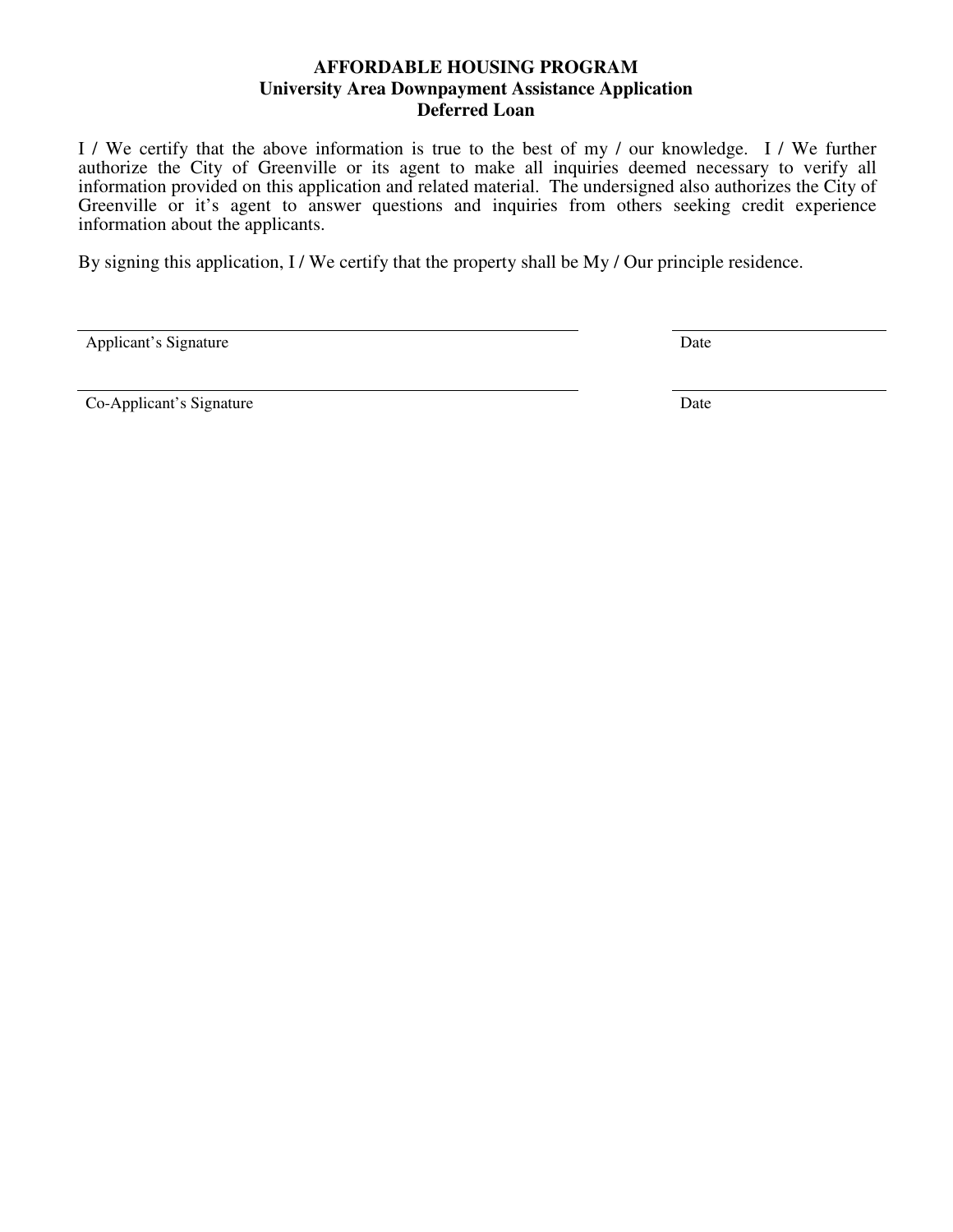**AFFORDABLE HOUSING PROGRAM**
**University Area Downpayment Assistance Application**
**Deferred Loan**

I / We certify that the above information is true to the best of my / our knowledge. I / We further authorize the City of Greenville or its agent to make all inquiries deemed necessary to verify all information provided on this application and related material. The undersigned also authorizes the City of Greenville or it's agent to answer questions and inquiries from others seeking credit experience information about the applicants.

By signing this application, I / We certify that the property shall be My / Our principle residence.

\_\_\_\_\_\_\_\_\_\_\_\_\_\_\_\_\_\_\_\_\_\_\_\_\_\_\_\_\_\_\_\_\_\_\_\_\_\_\_\_\_\_ \_\_\_\_\_\_\_\_\_\_\_\_\_\_\_\_\_\_\_\_
Applicant's Signature Date

\_\_\_\_\_\_\_\_\_\_\_\_\_\_\_\_\_\_\_\_\_\_\_\_\_\_\_\_\_\_\_\_\_\_\_\_\_\_\_\_\_\_ \_\_\_\_\_\_\_\_\_\_\_\_\_\_\_\_\_\_\_\_
Co-Applicant's Signature Date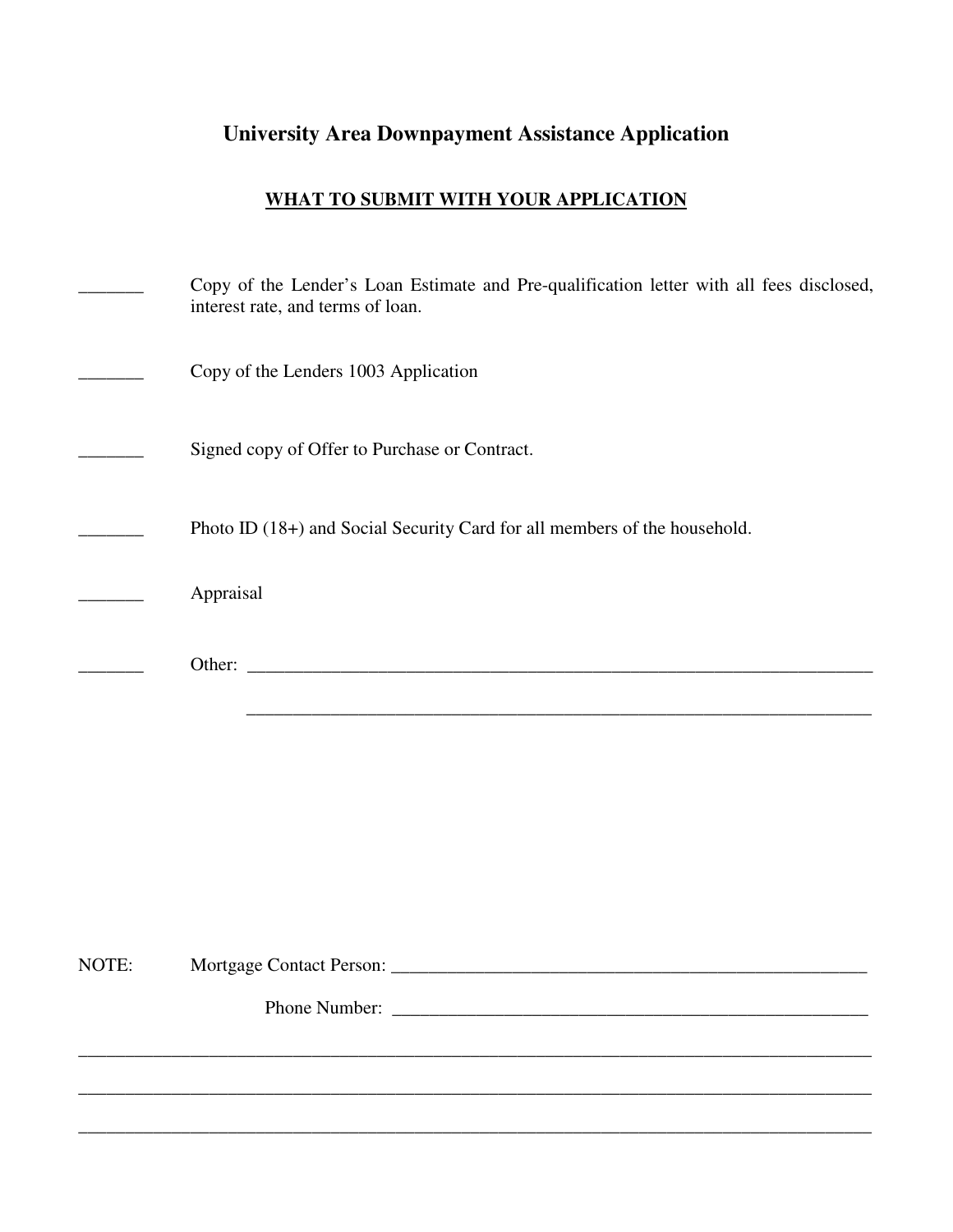# University Area Downpayment Assistance Application

## WHAT TO SUBMIT WITH YOUR APPLICATION

_______ Copy of the Lender's Loan Estimate and Pre-qualification letter with all fees disclosed, interest rate, and terms of loan.

_______ Copy of the Lenders 1003 Application

_______ Signed copy of Offer to Purchase or Contract.

_______ Photo ID (18+) and Social Security Card for all members of the household.

_______ Appraisal

_______ Other: ______________________________________________________________________

______________________________________________________________________

NOTE: Mortgage Contact Person: ____________________________________________________

Phone Number: ____________________________________________________

________________________________________________________________________________

________________________________________________________________________________

________________________________________________________________________________